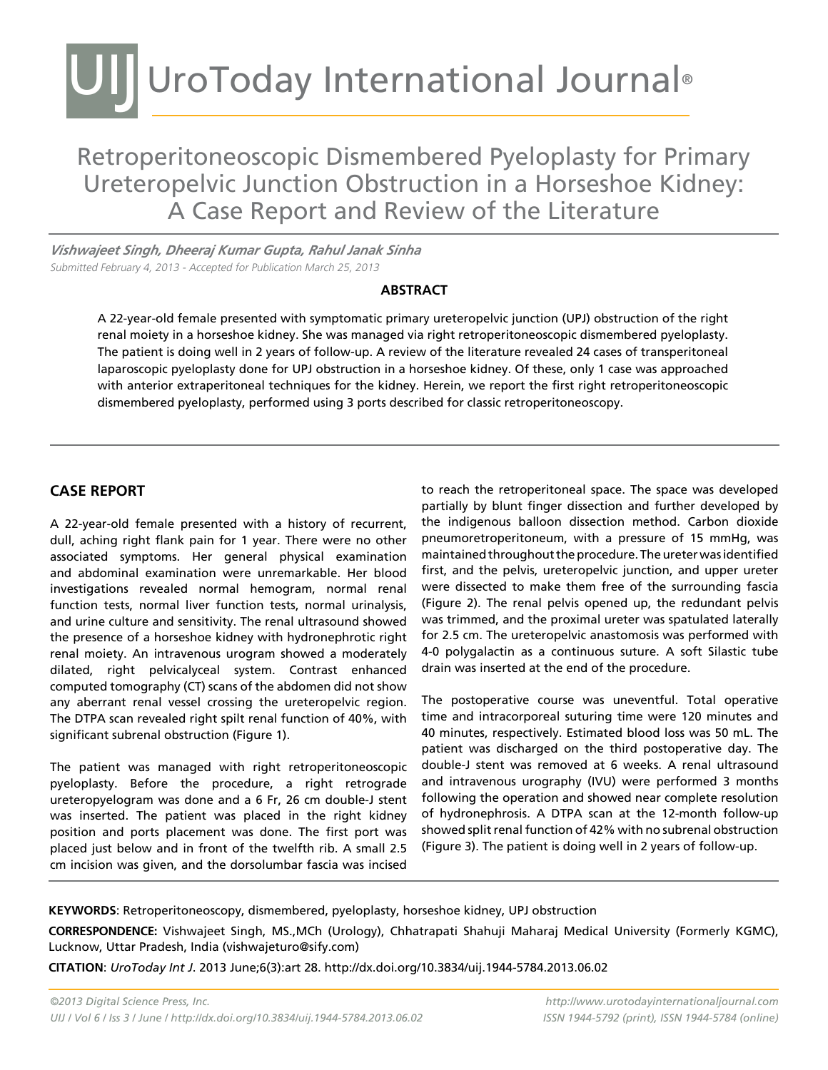# UroToday International Journal®

## Retroperitoneoscopic Dismembered Pyeloplasty for Primary Ureteropelvic Junction Obstruction in a Horseshoe Kidney: A Case Report and Review of the Literature

***Vishwajeet Singh, Dheeraj Kumar Gupta, Rahul Janak Sinha***

*Submitted February 4, 2013 - Accepted for Publication March 25, 2013*

### ABSTRACT

A 22-year-old female presented with symptomatic primary ureteropelvic junction (UPJ) obstruction of the right renal moiety in a horseshoe kidney. She was managed via right retroperitoneoscopic dismembered pyeloplasty. The patient is doing well in 2 years of follow-up. A review of the literature revealed 24 cases of transperitoneal laparoscopic pyeloplasty done for UPJ obstruction in a horseshoe kidney. Of these, only 1 case was approached with anterior extraperitoneal techniques for the kidney. Herein, we report the first right retroperitoneoscopic dismembered pyeloplasty, performed using 3 ports described for classic retroperitoneoscopy.

## CASE REPORT

A 22-year-old female presented with a history of recurrent, dull, aching right flank pain for 1 year. There were no other associated symptoms. Her general physical examination and abdominal examination were unremarkable. Her blood investigations revealed normal hemogram, normal renal function tests, normal liver function tests, normal urinalysis, and urine culture and sensitivity. The renal ultrasound showed the presence of a horseshoe kidney with hydronephrotic right renal moiety. An intravenous urogram showed a moderately dilated, right pelvicalyceal system. Contrast enhanced computed tomography (CT) scans of the abdomen did not show any aberrant renal vessel crossing the ureteropelvic region. The DTPA scan revealed right spilt renal function of 40%, with significant subrenal obstruction (Figure 1).

The patient was managed with right retroperitoneoscopic pyeloplasty. Before the procedure, a right retrograde ureteropyelogram was done and a 6 Fr, 26 cm double-J stent was inserted. The patient was placed in the right kidney position and ports placement was done. The first port was placed just below and in front of the twelfth rib. A small 2.5 cm incision was given, and the dorsolumbar fascia was incised to reach the retroperitoneal space. The space was developed partially by blunt finger dissection and further developed by the indigenous balloon dissection method. Carbon dioxide pneumoretroperitoneum, with a pressure of 15 mmHg, was maintained throughout the procedure. The ureter was identified first, and the pelvis, ureteropelvic junction, and upper ureter were dissected to make them free of the surrounding fascia (Figure 2). The renal pelvis opened up, the redundant pelvis was trimmed, and the proximal ureter was spatulated laterally for 2.5 cm. The ureteropelvic anastomosis was performed with 4-0 polygalactin as a continuous suture. A soft Silastic tube drain was inserted at the end of the procedure.

The postoperative course was uneventful. Total operative time and intracorporeal suturing time were 120 minutes and 40 minutes, respectively. Estimated blood loss was 50 mL. The patient was discharged on the third postoperative day. The double-J stent was removed at 6 weeks. A renal ultrasound and intravenous urography (IVU) were performed 3 months following the operation and showed near complete resolution of hydronephrosis. A DTPA scan at the 12-month follow-up showed split renal function of 42% with no subrenal obstruction (Figure 3). The patient is doing well in 2 years of follow-up.

**KEYWORDS**: Retroperitoneoscopy, dismembered, pyeloplasty, horseshoe kidney, UPJ obstruction

**CORRESPONDENCE:** Vishwajeet Singh, MS.,MCh (Urology), Chhatrapati Shahuji Maharaj Medical University (Formerly KGMC), Lucknow, Uttar Pradesh, India (vishwajeturo@sify.com)

**CITATION**: *UroToday Int J*. 2013 June;6(3):art 28. http://dx.doi.org/10.3834/uij.1944-5784.2013.06.02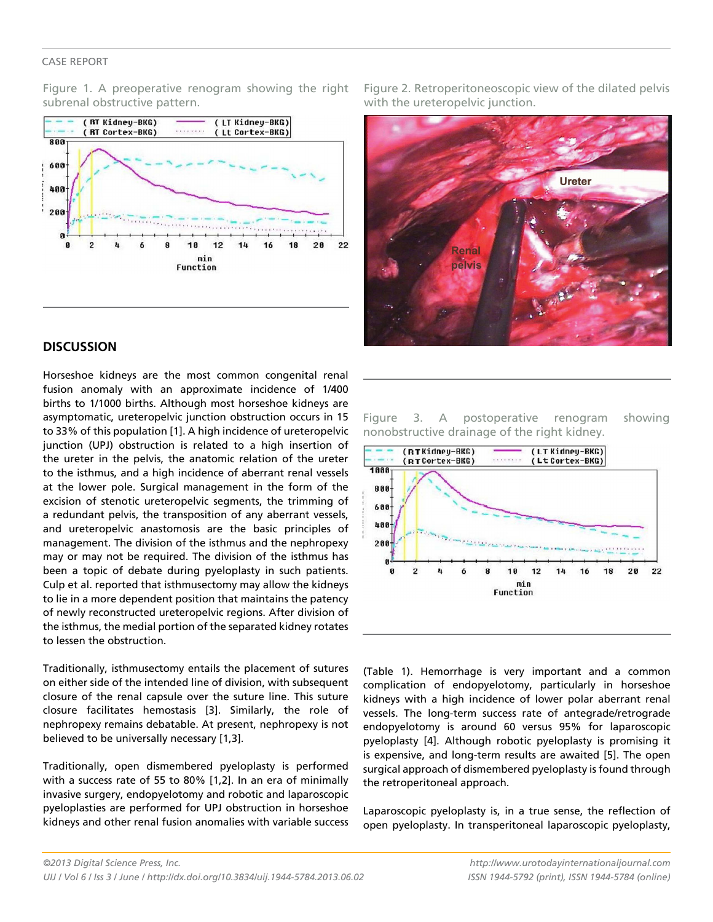Figure 1. A preoperative renogram showing the right subrenal obstructive pattern.

Figure 2. Retroperitoneoscopic view of the dilated pelvis with the ureteropelvic junction.

## DISCUSSION

Horseshoe kidneys are the most common congenital renal fusion anomaly with an approximate incidence of 1/400 births to 1/1000 births. Although most horseshoe kidneys are asymptomatic, ureteropelvic junction obstruction occurs in 15 to 33% of this population [1]. A high incidence of ureteropelvic junction (UPJ) obstruction is related to a high insertion of the ureter in the pelvis, the anatomic relation of the ureter to the isthmus, and a high incidence of aberrant renal vessels at the lower pole. Surgical management in the form of the excision of stenotic ureteropelvic segments, the trimming of a redundant pelvis, the transposition of any aberrant vessels, and ureteropelvic anastomosis are the basic principles of management. The division of the isthmus and the nephropexy may or may not be required. The division of the isthmus has been a topic of debate during pyeloplasty in such patients. Culp et al. reported that isthmusectomy may allow the kidneys to lie in a more dependent position that maintains the patency of newly reconstructed ureteropelvic regions. After division of the isthmus, the medial portion of the separated kidney rotates to lessen the obstruction.

Traditionally, isthmusectomy entails the placement of sutures on either side of the intended line of division, with subsequent closure of the renal capsule over the suture line. This suture closure facilitates hemostasis [3]. Similarly, the role of nephropexy remains debatable. At present, nephropexy is not believed to be universally necessary [1,3].

Traditionally, open dismembered pyeloplasty is performed with a success rate of 55 to 80% [1,2]. In an era of minimally invasive surgery, endopyelotomy and robotic and laparoscopic pyeloplasties are performed for UPJ obstruction in horseshoe kidneys and other renal fusion anomalies with variable success (Table 1). Hemorrhage is very important and a common complication of endopyelotomy, particularly in horseshoe kidneys with a high incidence of lower polar aberrant renal vessels. The long-term success rate of antegrade/retrograde endopyelotomy is around 60 versus 95% for laparoscopic pyeloplasty [4]. Although robotic pyeloplasty is promising it is expensive, and long-term results are awaited [5]. The open surgical approach of dismembered pyeloplasty is found through the retroperitoneal approach.

Figure 3. A postoperative renogram showing nonobstructive drainage of the right kidney.

Laparoscopic pyeloplasty is, in a true sense, the reflection of open pyeloplasty. In transperitoneal laparoscopic pyeloplasty,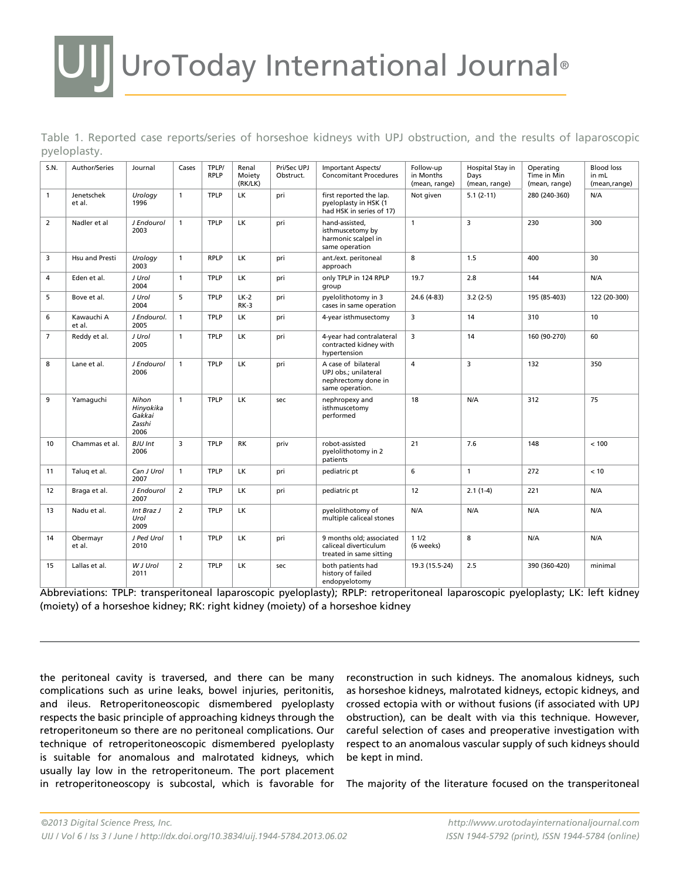Table 1. Reported case reports/series of horseshoe kidneys with UPJ obstruction, and the results of laparoscopic pyeloplasty.

| S.N. | Author/Series | Journal | Cases | TPLP/ RPLP | Renal Moiety (RK/LK) | Pri/Sec UPJ Obstruct. | Important Aspects/ Concomitant Procedures | Follow-up in Months (mean, range) | Hospital Stay in Days (mean, range) | Operating Time in Min (mean, range) | Blood loss in mL (mean,range) |
|---|---|---|---|---|---|---|---|---|---|---|---|
| 1 | Jenetschek et al. | *Urology* 1996 | 1 | TPLP | LK | pri | first reported the lap. pyeloplasty in HSK (1 had HSK in series of 17) | Not given | 5.1 (2-11) | 280 (240-360) | N/A |
| 2 | Nadler et al | *J Endourol* 2003 | 1 | TPLP | LK | pri | hand-assisted, isthmuscetomy by harmonic scalpel in same operation | 1 | 3 | 230 | 300 |
| 3 | Hsu and Presti | *Urology* 2003 | 1 | RPLP | LK | pri | ant./ext. peritoneal approach | 8 | 1.5 | 400 | 30 |
| 4 | Eden et al. | *J Urol* 2004 | 1 | TPLP | LK | pri | only TPLP in 124 RPLP group | 19.7 | 2.8 | 144 | N/A |
| 5 | Bove et al. | *J Urol* 2004 | 5 | TPLP | LK-2 RK-3 | pri | pyelolithotomy in 3 cases in same operation | 24.6 (4-83) | 3.2 (2-5) | 195 (85-403) | 122 (20-300) |
| 6 | Kawauchi A et al. | *J Endourol.* 2005 | 1 | TPLP | LK | pri | 4-year isthmusectomy | 3 | 14 | 310 | 10 |
| 7 | Reddy et al. | *J Urol* 2005 | 1 | TPLP | LK | pri | 4-year had contralateral contracted kidney with hypertension | 3 | 14 | 160 (90-270) | 60 |
| 8 | Lane et al. | *J Endourol* 2006 | 1 | TPLP | LK | pri | A case of bilateral UPJ obs.; unilateral nephrectomy done in same operation. | 4 | 3 | 132 | 350 |
| 9 | Yamaguchi | *Nihon Hinyokika Gakkai Zasshi* 2006 | 1 | TPLP | LK | sec | nephropexy and isthmuscetomy performed | 18 | N/A | 312 | 75 |
| 10 | Chammas et al. | *BJU Int* 2006 | 3 | TPLP | RK | priv | robot-assisted pyelolithotomy in 2 patients | 21 | 7.6 | 148 | < 100 |
| 11 | Taluq et al. | *Can J Urol* 2007 | 1 | TPLP | LK | pri | pediatric pt | 6 | 1 | 272 | < 10 |
| 12 | Braga et al. | *J Endourol* 2007 | 2 | TPLP | LK | pri | pediatric pt | 12 | 2.1 (1-4) | 221 | N/A |
| 13 | Nadu et al. | *Int Braz J Urol* 2009 | 2 | TPLP | LK | | pyelolithotomy of multiple caliceal stones | N/A | N/A | N/A | N/A |
| 14 | Obermayr et al. | *J Ped Urol* 2010 | 1 | TPLP | LK | pri | 9 months old; associated caliceal diverticulum treated in same sitting | 1 1/2 (6 weeks) | 8 | N/A | N/A |
| 15 | Lallas et al. | *W J Urol* 2011 | 2 | TPLP | LK | sec | both patients had history of failed endopyelotomy | 19.3 (15.5-24) | 2.5 | 390 (360-420) | minimal |

Abbreviations: TPLP: transperitoneal laparoscopic pyeloplasty); RPLP: retroperitoneal laparoscopic pyeloplasty; LK: left kidney (moiety) of a horseshoe kidney; RK: right kidney (moiety) of a horseshoe kidney

the peritoneal cavity is traversed, and there can be many complications such as urine leaks, bowel injuries, peritonitis, and ileus. Retroperitoneoscopic dismembered pyeloplasty respects the basic principle of approaching kidneys through the retroperitoneum so there are no peritoneal complications. Our technique of retroperitoneoscopic dismembered pyeloplasty is suitable for anomalous and malrotated kidneys, which usually lay low in the retroperitoneum. The port placement in retroperitoneoscopy is subcostal, which is favorable for reconstruction in such kidneys. The anomalous kidneys, such as horseshoe kidneys, malrotated kidneys, ectopic kidneys, and crossed ectopia with or without fusions (if associated with UPJ obstruction), can be dealt with via this technique. However, careful selection of cases and preoperative investigation with respect to an anomalous vascular supply of such kidneys should be kept in mind.

The majority of the literature focused on the transperitoneal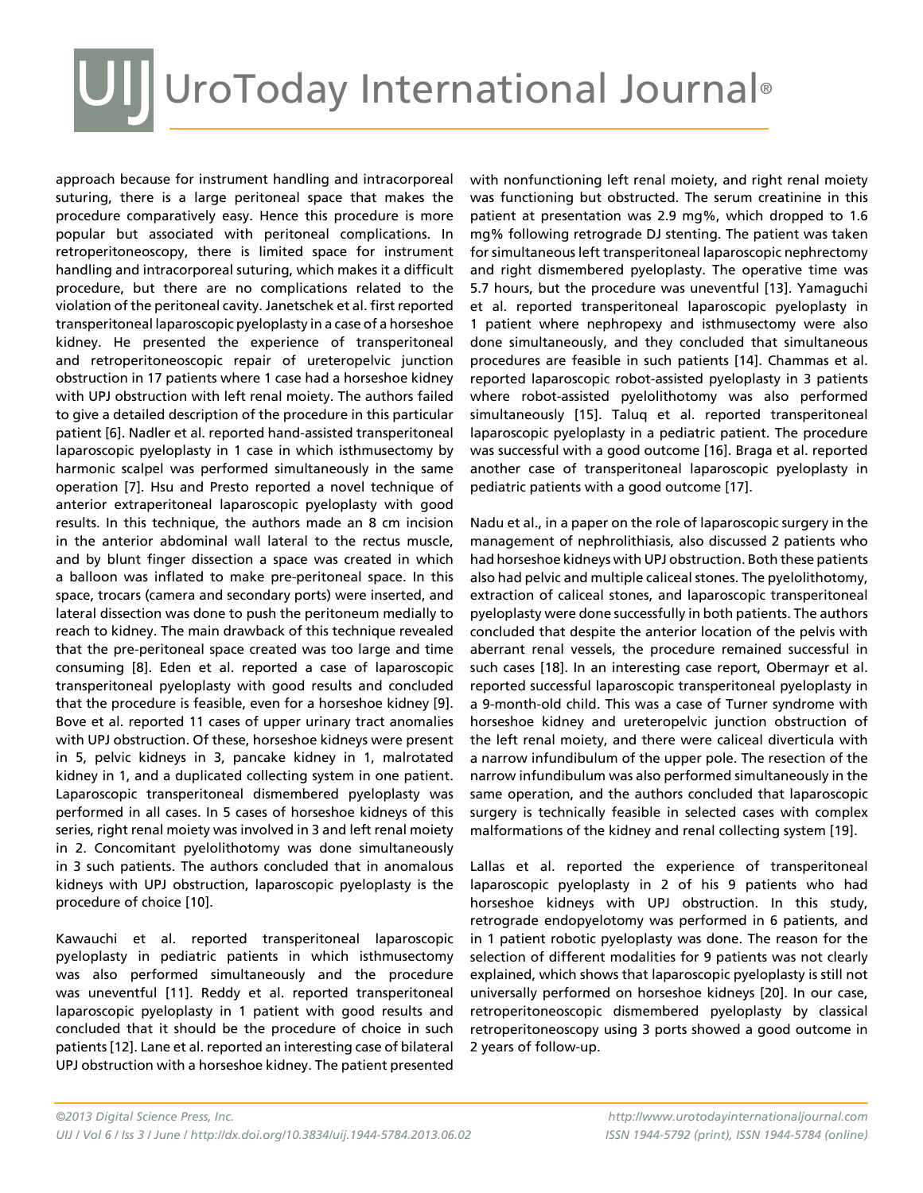approach because for instrument handling and intracorporeal suturing, there is a large peritoneal space that makes the procedure comparatively easy. Hence this procedure is more popular but associated with peritoneal complications. In retroperitoneoscopy, there is limited space for instrument handling and intracorporeal suturing, which makes it a difficult procedure, but there are no complications related to the violation of the peritoneal cavity. Janetschek et al. first reported transperitoneal laparoscopic pyeloplasty in a case of a horseshoe kidney. He presented the experience of transperitoneal and retroperitoneoscopic repair of ureteropelvic junction obstruction in 17 patients where 1 case had a horseshoe kidney with UPJ obstruction with left renal moiety. The authors failed to give a detailed description of the procedure in this particular patient [6]. Nadler et al. reported hand-assisted transperitoneal laparoscopic pyeloplasty in 1 case in which isthmusectomy by harmonic scalpel was performed simultaneously in the same operation [7]. Hsu and Presto reported a novel technique of anterior extraperitoneal laparoscopic pyeloplasty with good results. In this technique, the authors made an 8 cm incision in the anterior abdominal wall lateral to the rectus muscle, and by blunt finger dissection a space was created in which a balloon was inflated to make pre-peritoneal space. In this space, trocars (camera and secondary ports) were inserted, and lateral dissection was done to push the peritoneum medially to reach to kidney. The main drawback of this technique revealed that the pre-peritoneal space created was too large and time consuming [8]. Eden et al. reported a case of laparoscopic transperitoneal pyeloplasty with good results and concluded that the procedure is feasible, even for a horseshoe kidney [9]. Bove et al. reported 11 cases of upper urinary tract anomalies with UPJ obstruction. Of these, horseshoe kidneys were present in 5, pelvic kidneys in 3, pancake kidney in 1, malrotated kidney in 1, and a duplicated collecting system in one patient. Laparoscopic transperitoneal dismembered pyeloplasty was performed in all cases. In 5 cases of horseshoe kidneys of this series, right renal moiety was involved in 3 and left renal moiety in 2. Concomitant pyelolithotomy was done simultaneously in 3 such patients. The authors concluded that in anomalous kidneys with UPJ obstruction, laparoscopic pyeloplasty is the procedure of choice [10].

Kawauchi et al. reported transperitoneal laparoscopic pyeloplasty in pediatric patients in which isthmusectomy was also performed simultaneously and the procedure was uneventful [11]. Reddy et al. reported transperitoneal laparoscopic pyeloplasty in 1 patient with good results and concluded that it should be the procedure of choice in such patients [12]. Lane et al. reported an interesting case of bilateral UPJ obstruction with a horseshoe kidney. The patient presented with nonfunctioning left renal moiety, and right renal moiety was functioning but obstructed. The serum creatinine in this patient at presentation was 2.9 mg%, which dropped to 1.6 mg% following retrograde DJ stenting. The patient was taken for simultaneous left transperitoneal laparoscopic nephrectomy and right dismembered pyeloplasty. The operative time was 5.7 hours, but the procedure was uneventful [13]. Yamaguchi et al. reported transperitoneal laparoscopic pyeloplasty in 1 patient where nephropexy and isthmusectomy were also done simultaneously, and they concluded that simultaneous procedures are feasible in such patients [14]. Chammas et al. reported laparoscopic robot-assisted pyeloplasty in 3 patients where robot-assisted pyelolithotomy was also performed simultaneously [15]. Taluq et al. reported transperitoneal laparoscopic pyeloplasty in a pediatric patient. The procedure was successful with a good outcome [16]. Braga et al. reported another case of transperitoneal laparoscopic pyeloplasty in pediatric patients with a good outcome [17].

Nadu et al., in a paper on the role of laparoscopic surgery in the management of nephrolithiasis, also discussed 2 patients who had horseshoe kidneys with UPJ obstruction. Both these patients also had pelvic and multiple caliceal stones. The pyelolithotomy, extraction of caliceal stones, and laparoscopic transperitoneal pyeloplasty were done successfully in both patients. The authors concluded that despite the anterior location of the pelvis with aberrant renal vessels, the procedure remained successful in such cases [18]. In an interesting case report, Obermayr et al. reported successful laparoscopic transperitoneal pyeloplasty in a 9-month-old child. This was a case of Turner syndrome with horseshoe kidney and ureteropelvic junction obstruction of the left renal moiety, and there were caliceal diverticula with a narrow infundibulum of the upper pole. The resection of the narrow infundibulum was also performed simultaneously in the same operation, and the authors concluded that laparoscopic surgery is technically feasible in selected cases with complex malformations of the kidney and renal collecting system [19].

Lallas et al. reported the experience of transperitoneal laparoscopic pyeloplasty in 2 of his 9 patients who had horseshoe kidneys with UPJ obstruction. In this study, retrograde endopyelotomy was performed in 6 patients, and in 1 patient robotic pyeloplasty was done. The reason for the selection of different modalities for 9 patients was not clearly explained, which shows that laparoscopic pyeloplasty is still not universally performed on horseshoe kidneys [20]. In our case, retroperitoneoscopic dismembered pyeloplasty by classical retroperitoneoscopy using 3 ports showed a good outcome in 2 years of follow-up.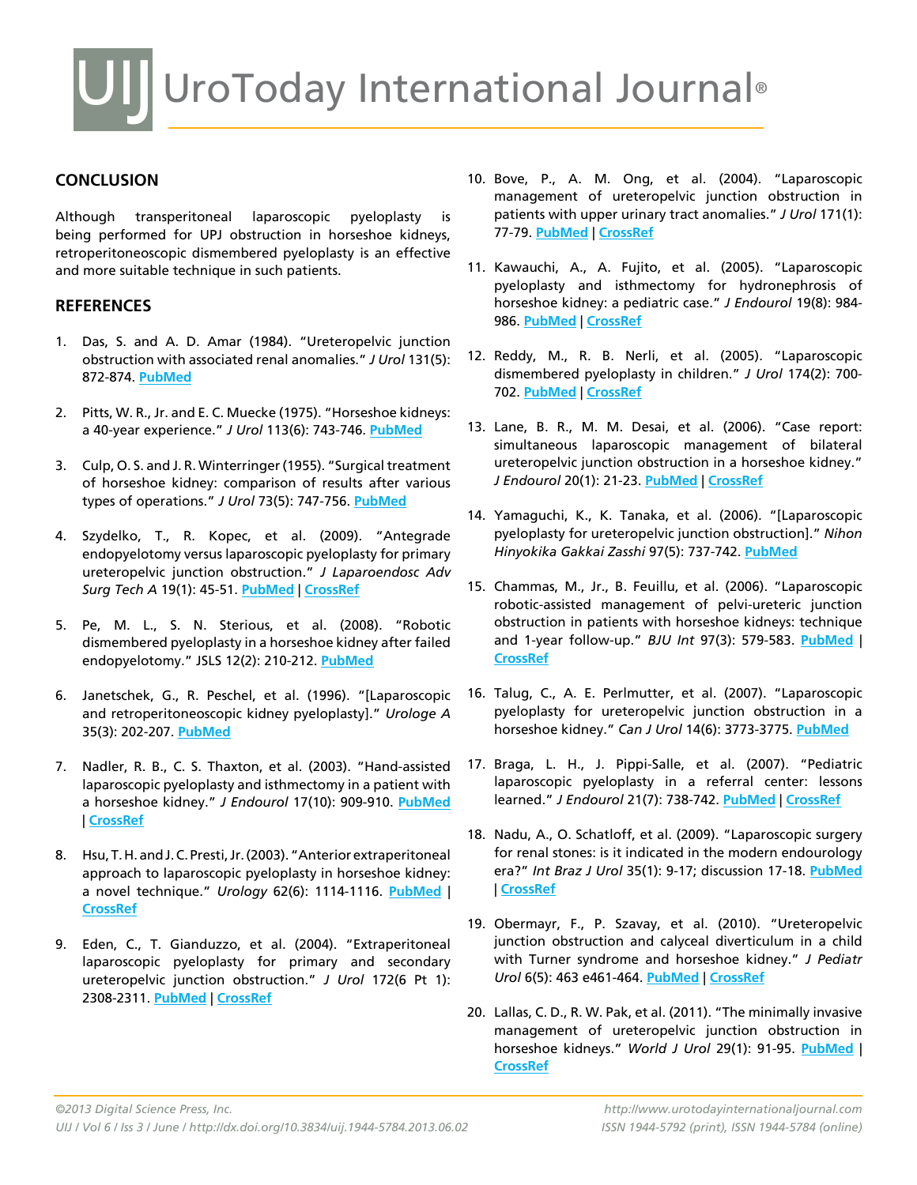## CONCLUSION

Although transperitoneal laparoscopic pyeloplasty is being performed for UPJ obstruction in horseshoe kidneys, retroperitoneoscopic dismembered pyeloplasty is an effective and more suitable technique in such patients.

## REFERENCES

1. Das, S. and A. D. Amar (1984). "Ureteropelvic junction obstruction with associated renal anomalies." *J Urol* 131(5): 872-874. PubMed

2. Pitts, W. R., Jr. and E. C. Muecke (1975). "Horseshoe kidneys: a 40-year experience." *J Urol* 113(6): 743-746. PubMed

3. Culp, O. S. and J. R. Winterringer (1955). "Surgical treatment of horseshoe kidney: comparison of results after various types of operations." *J Urol* 73(5): 747-756. PubMed

4. Szydelko, T., R. Kopec, et al. (2009). "Antegrade endopyelotomy versus laparoscopic pyeloplasty for primary ureteropelvic junction obstruction." *J Laparoendosc Adv Surg Tech A* 19(1): 45-51. PubMed | CrossRef

5. Pe, M. L., S. N. Sterious, et al. (2008). "Robotic dismembered pyeloplasty in a horseshoe kidney after failed endopyelotomy." JSLS 12(2): 210-212. PubMed

6. Janetschek, G., R. Peschel, et al. (1996). "[Laparoscopic and retroperitoneoscopic kidney pyeloplasty]." *Urologe A* 35(3): 202-207. PubMed

7. Nadler, R. B., C. S. Thaxton, et al. (2003). "Hand-assisted laparoscopic pyeloplasty and isthmectomy in a patient with a horseshoe kidney." *J Endourol* 17(10): 909-910. PubMed | CrossRef

8. Hsu, T. H. and J. C. Presti, Jr. (2003). "Anterior extraperitoneal approach to laparoscopic pyeloplasty in horseshoe kidney: a novel technique." *Urology* 62(6): 1114-1116. PubMed | CrossRef

9. Eden, C., T. Gianduzzo, et al. (2004). "Extraperitoneal laparoscopic pyeloplasty for primary and secondary ureteropelvic junction obstruction." *J Urol* 172(6 Pt 1): 2308-2311. PubMed | CrossRef

10. Bove, P., A. M. Ong, et al. (2004). "Laparoscopic management of ureteropelvic junction obstruction in patients with upper urinary tract anomalies." *J Urol* 171(1): 77-79. PubMed | CrossRef

11. Kawauchi, A., A. Fujito, et al. (2005). "Laparoscopic pyeloplasty and isthmectomy for hydronephrosis of horseshoe kidney: a pediatric case." *J Endourol* 19(8): 984-986. PubMed | CrossRef

12. Reddy, M., R. B. Nerli, et al. (2005). "Laparoscopic dismembered pyeloplasty in children." *J Urol* 174(2): 700-702. PubMed | CrossRef

13. Lane, B. R., M. M. Desai, et al. (2006). "Case report: simultaneous laparoscopic management of bilateral ureteropelvic junction obstruction in a horseshoe kidney." *J Endourol* 20(1): 21-23. PubMed | CrossRef

14. Yamaguchi, K., K. Tanaka, et al. (2006). "[Laparoscopic pyeloplasty for ureteropelvic junction obstruction]." *Nihon Hinyokika Gakkai Zasshi* 97(5): 737-742. PubMed

15. Chammas, M., Jr., B. Feuillu, et al. (2006). "Laparoscopic robotic-assisted management of pelvi-ureteric junction obstruction in patients with horseshoe kidneys: technique and 1-year follow-up." *BJU Int* 97(3): 579-583. PubMed | CrossRef

16. Talug, C., A. E. Perlmutter, et al. (2007). "Laparoscopic pyeloplasty for ureteropelvic junction obstruction in a horseshoe kidney." *Can J Urol* 14(6): 3773-3775. PubMed

17. Braga, L. H., J. Pippi-Salle, et al. (2007). "Pediatric laparoscopic pyeloplasty in a referral center: lessons learned." *J Endourol* 21(7): 738-742. PubMed | CrossRef

18. Nadu, A., O. Schatloff, et al. (2009). "Laparoscopic surgery for renal stones: is it indicated in the modern endourology era?" *Int Braz J Urol* 35(1): 9-17; discussion 17-18. PubMed | CrossRef

19. Obermayr, F., P. Szavay, et al. (2010). "Ureteropelvic junction obstruction and calyceal diverticulum in a child with Turner syndrome and horseshoe kidney." *J Pediatr Urol* 6(5): 463 e461-464. PubMed | CrossRef

20. Lallas, C. D., R. W. Pak, et al. (2011). "The minimally invasive management of ureteropelvic junction obstruction in horseshoe kidneys." *World J Urol* 29(1): 91-95. PubMed | CrossRef